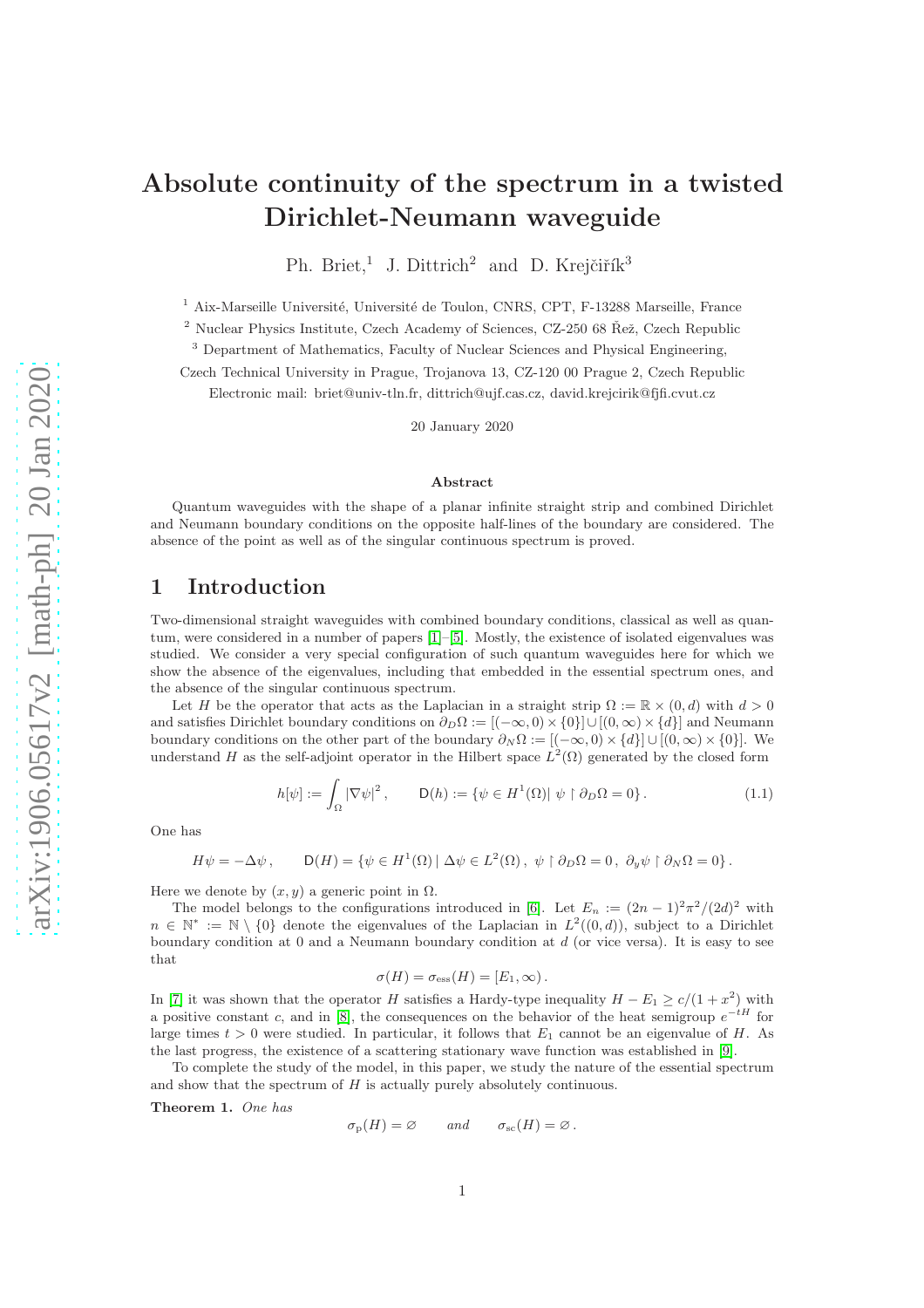# Absolute continuity of the spectrum in a twisted Dirichlet-Neumann waveguide

Ph. Briet,[1] J. Dittrich[2] and D. Krejčiřík[3]

[1] Aix-Marseille Université, Université de Toulon, CNRS, CPT, F-13288 Marseille, France

[2] Nuclear Physics Institute, Czech Academy of Sciences, CZ-250 68 Řež, Czech Republic

[3] Department of Mathematics, Faculty of Nuclear Sciences and Physical Engineering, Czech Technical University in Prague, Trojanova 13, CZ-120 00 Prague 2, Czech Republic

Electronic mail: briet@univ-tln.fr, dittrich@ujf.cas.cz, david.krejcirik@fjfi.cvut.cz

20 January 2020

### Abstract

Quantum waveguides with the shape of a planar infinite straight strip and combined Dirichlet and Neumann boundary conditions on the opposite half-lines of the boundary are considered. The absence of the point as well as of the singular continuous spectrum is proved.

## 1 Introduction

Two-dimensional straight waveguides with combined boundary conditions, classical as well as quantum, were considered in a number of papers [1]–[5]. Mostly, the existence of isolated eigenvalues was studied. We consider a very special configuration of such quantum waveguides here for which we show the absence of the eigenvalues, including that embedded in the essential spectrum ones, and the absence of the singular continuous spectrum.

Let $H$ be the operator that acts as the Laplacian in a straight strip $\Omega := \mathbb{R} \times (0,d)$ with $d > 0$ and satisfies Dirichlet boundary conditions on $\partial_D\Omega := [(-\infty,0)\times\{0\}] \cup [(0,\infty)\times\{d\}]$ and Neumann boundary conditions on the other part of the boundary $\partial_N\Omega := [(-\infty,0)\times\{d\}] \cup [(0,\infty)\times\{0\}]$. We understand $H$ as the self-adjoint operator in the Hilbert space $L^2(\Omega)$ generated by the closed form

$$h[\psi] := \int_\Omega |\nabla\psi|^2 \,, \qquad \mathsf{D}(h) := \{\psi \in H^1(\Omega) \,|\, \psi \restriction \partial_D\Omega = 0\} \,. \tag{1.1}$$

One has

$$H\psi = -\Delta\psi \,, \qquad \mathsf{D}(H) = \{\psi \in H^1(\Omega) \,|\, \Delta\psi \in L^2(\Omega) \,,\ \psi \restriction \partial_D\Omega = 0 \,,\ \partial_y\psi \restriction \partial_N\Omega = 0\} \,.$$

Here we denote by $(x,y)$ a generic point in $\Omega$.

The model belongs to the configurations introduced in [6]. Let $E_n := (2n-1)^2\pi^2/(2d)^2$ with $n \in \mathbb{N}^* := \mathbb{N} \setminus \{0\}$ denote the eigenvalues of the Laplacian in $L^2((0,d))$, subject to a Dirichlet boundary condition at 0 and a Neumann boundary condition at $d$ (or vice versa). It is easy to see that

$$\sigma(H) = \sigma_{\mathrm{ess}}(H) = [E_1, \infty) \,.$$

In [7] it was shown that the operator $H$ satisfies a Hardy-type inequality $H - E_1 \geq c/(1+x^2)$ with a positive constant $c$, and in [8], the consequences on the behavior of the heat semigroup $e^{-tH}$ for large times $t > 0$ were studied. In particular, it follows that $E_1$ cannot be an eigenvalue of $H$. As the last progress, the existence of a scattering stationary wave function was established in [9].

To complete the study of the model, in this paper, we study the nature of the essential spectrum and show that the spectrum of $H$ is actually purely absolutely continuous.

**Theorem 1.** *One has*

$$\sigma_{\mathrm{p}}(H) = \varnothing \qquad \textit{and} \qquad \sigma_{\mathrm{sc}}(H) = \varnothing \,.$$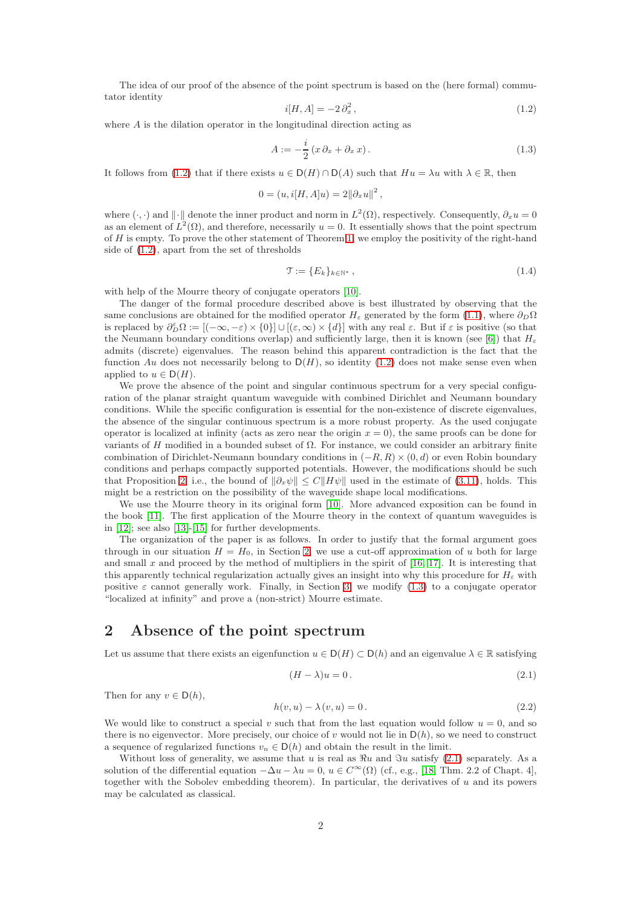The idea of our proof of the absence of the point spectrum is based on the (here formal) commutator identity

$$i[H,A] = -2\,\partial_x^2\,, \tag{1.2}$$

where $A$ is the dilation operator in the longitudinal direction acting as

$$A := -\frac{i}{2}\,(x\,\partial_x + \partial_x\,x)\,. \tag{1.3}$$

It follows from (1.2) that if there exists $u \in \mathsf{D}(H) \cap \mathsf{D}(A)$ such that $Hu = \lambda u$ with $\lambda \in \mathbb{R}$, then

$$0 = (u, i[H,A]u) = 2\|\partial_x u\|^2\,,$$

where $(\cdot,\cdot)$ and $\|\cdot\|$ denote the inner product and norm in $L^2(\Omega)$, respectively. Consequently, $\partial_x u = 0$ as an element of $L^2(\Omega)$, and therefore, necessarily $u = 0$. It essentially shows that the point spectrum of $H$ is empty. To prove the other statement of Theorem 1, we employ the positivity of the right-hand side of (1.2), apart from the set of thresholds

$$\mathcal{T} := \{E_k\}_{k\in\mathbb{N}^*}\,, \tag{1.4}$$

with help of the Mourre theory of conjugate operators [10].

The danger of the formal procedure described above is best illustrated by observing that the same conclusions are obtained for the modified operator $H_\varepsilon$ generated by the form (1.1), where $\partial_D\Omega$ is replaced by $\partial_D^\varepsilon\Omega := [(-\infty,-\varepsilon)\times\{0\}] \cup [(\varepsilon,\infty)\times\{d\}]$ with any real $\varepsilon$. But if $\varepsilon$ is positive (so that the Neumann boundary conditions overlap) and sufficiently large, then it is known (see [6]) that $H_\varepsilon$ admits (discrete) eigenvalues. The reason behind this apparent contradiction is the fact that the function $Au$ does not necessarily belong to $\mathsf{D}(H)$, so identity (1.2) does not make sense even when applied to $u \in \mathsf{D}(H)$.

We prove the absence of the point and singular continuous spectrum for a very special configuration of the planar straight quantum waveguide with combined Dirichlet and Neumann boundary conditions. While the specific configuration is essential for the non-existence of discrete eigenvalues, the absence of the singular continuous spectrum is a more robust property. As the used conjugate operator is localized at infinity (acts as zero near the origin $x = 0$), the same proofs can be done for variants of $H$ modified in a bounded subset of $\Omega$. For instance, we could consider an arbitrary finite combination of Dirichlet-Neumann boundary conditions in $(-R,R)\times(0,d)$ or even Robin boundary conditions and perhaps compactly supported potentials. However, the modifications should be such that Proposition 2, i.e., the bound of $\|\partial_x\psi\| \leq C\|H\psi\|$ used in the estimate of (3.11), holds. This might be a restriction on the possibility of the waveguide shape local modifications.

We use the Mourre theory in its original form [10]. More advanced exposition can be found in the book [11]. The first application of the Mourre theory in the context of quantum waveguides is in [12]; see also [13]–[15] for further developments.

The organization of the paper is as follows. In order to justify that the formal argument goes through in our situation $H = H_0$, in Section 2, we use a cut-off approximation of $u$ both for large and small $x$ and proceed by the method of multipliers in the spirit of [16, 17]. It is interesting that this apparently technical regularization actually gives an insight into why this procedure for $H_\varepsilon$ with positive $\varepsilon$ cannot generally work. Finally, in Section 3, we modify (1.3) to a conjugate operator "localized at infinity" and prove a (non-strict) Mourre estimate.

## 2 Absence of the point spectrum

Let us assume that there exists an eigenfunction $u \in \mathsf{D}(H) \subset \mathsf{D}(h)$ and an eigenvalue $\lambda \in \mathbb{R}$ satisfying

$$(H-\lambda)u = 0\,. \tag{2.1}$$

Then for any $v \in \mathsf{D}(h)$,

$$h(v,u) - \lambda\,(v,u) = 0\,. \tag{2.2}$$

We would like to construct a special $v$ such that from the last equation would follow $u = 0$, and so there is no eigenvector. More precisely, our choice of $v$ would not lie in $\mathsf{D}(h)$, so we need to construct a sequence of regularized functions $v_n \in \mathsf{D}(h)$ and obtain the result in the limit.

Without loss of generality, we assume that $u$ is real as $\Re u$ and $\Im u$ satisfy (2.1) separately. As a solution of the differential equation $-\Delta u - \lambda u = 0$, $u \in C^\infty(\Omega)$ (cf., e.g., [18, Thm. 2.2 of Chapt. 4], together with the Sobolev embedding theorem). In particular, the derivatives of $u$ and its powers may be calculated as classical.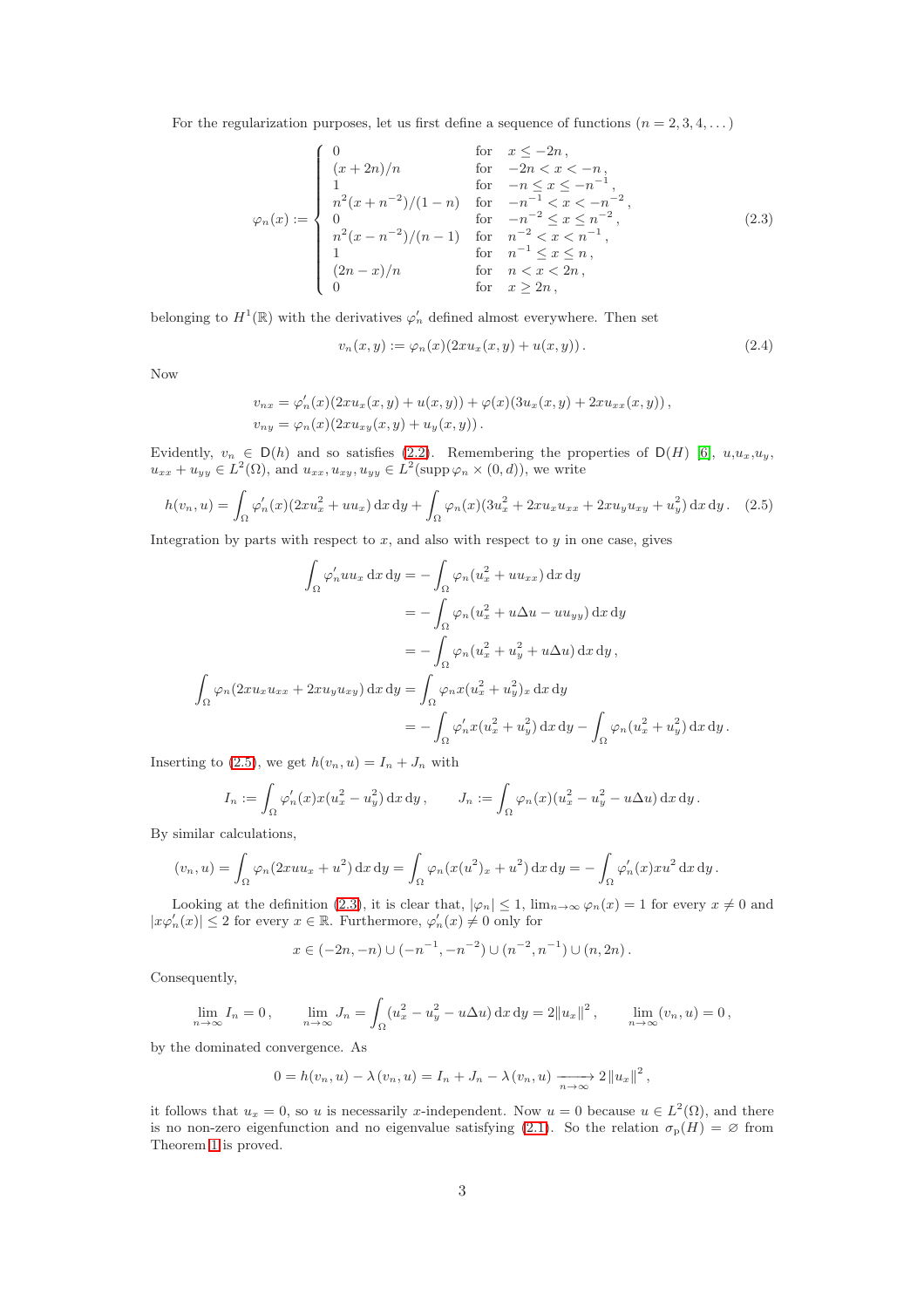For the regularization purposes, let us first define a sequence of functions ($n = 2, 3, 4, \dots$)

$$
\varphi_n(x) := \begin{cases} 0 & \text{for} \quad x \le -2n\,, \\ (x+2n)/n & \text{for} \quad -2n < x < -n\,, \\ 1 & \text{for} \quad -n \le x \le -n^{-1}\,, \\ n^2(x+n^{-2})/(1-n) & \text{for} \quad -n^{-1} < x < -n^{-2}\,, \\ 0 & \text{for} \quad -n^{-2} \le x \le n^{-2}\,, \\ n^2(x-n^{-2})/(n-1) & \text{for} \quad n^{-2} < x < n^{-1}\,, \\ 1 & \text{for} \quad n^{-1} \le x \le n\,, \\ (2n-x)/n & \text{for} \quad n < x < 2n\,, \\ 0 & \text{for} \quad x \ge 2n\,, \end{cases} \tag{2.3}
$$

belonging to $H^1(\mathbb{R})$ with the derivatives $\varphi_n'$ defined almost everywhere. Then set

$$
v_n(x,y) := \varphi_n(x)(2xu_x(x,y) + u(x,y))\,. \tag{2.4}
$$

Now

$$
\begin{aligned}
v_{nx} &= \varphi_n'(x)(2xu_x(x,y) + u(x,y)) + \varphi(x)(3u_x(x,y) + 2xu_{xx}(x,y))\,, \\
v_{ny} &= \varphi_n(x)(2xu_{xy}(x,y) + u_y(x,y))\,.
\end{aligned}
$$

Evidently, $v_n \in \mathsf{D}(h)$ and so satisfies (2.2). Remembering the properties of $\mathsf{D}(H)$ [6], $u, u_x, u_y$, $u_{xx} + u_{yy} \in L^2(\Omega)$, and $u_{xx}, u_{xy}, u_{yy} \in L^2(\operatorname{supp}\varphi_n \times (0,d))$, we write

$$
h(v_n, u) = \int_\Omega \varphi_n'(x)(2xu_x^2 + uu_x)\,\mathrm{d}x\,\mathrm{d}y + \int_\Omega \varphi_n(x)(3u_x^2 + 2xu_xu_{xx} + 2xu_yu_{xy} + u_y^2)\,\mathrm{d}x\,\mathrm{d}y\,. \tag{2.5}
$$

Integration by parts with respect to $x$, and also with respect to $y$ in one case, gives

$$
\begin{aligned}
\int_\Omega \varphi_n' uu_x\,\mathrm{d}x\,\mathrm{d}y &= -\int_\Omega \varphi_n(u_x^2 + uu_{xx})\,\mathrm{d}x\,\mathrm{d}y \\
&= -\int_\Omega \varphi_n(u_x^2 + u\Delta u - uu_{yy})\,\mathrm{d}x\,\mathrm{d}y \\
&= -\int_\Omega \varphi_n(u_x^2 + u_y^2 + u\Delta u)\,\mathrm{d}x\,\mathrm{d}y\,, \\
\int_\Omega \varphi_n(2xu_xu_{xx} + 2xu_yu_{xy})\,\mathrm{d}x\,\mathrm{d}y &= \int_\Omega \varphi_n x(u_x^2 + u_y^2)_x\,\mathrm{d}x\,\mathrm{d}y \\
&= -\int_\Omega \varphi_n' x(u_x^2 + u_y^2)\,\mathrm{d}x\,\mathrm{d}y - \int_\Omega \varphi_n(u_x^2 + u_y^2)\,\mathrm{d}x\,\mathrm{d}y\,.
\end{aligned}
$$

Inserting to (2.5), we get $h(v_n, u) = I_n + J_n$ with

$$
I_n := \int_\Omega \varphi_n'(x)x(u_x^2 - u_y^2)\,\mathrm{d}x\,\mathrm{d}y\,, \qquad J_n := \int_\Omega \varphi_n(x)(u_x^2 - u_y^2 - u\Delta u)\,\mathrm{d}x\,\mathrm{d}y\,.
$$

By similar calculations,

$$
(v_n, u) = \int_\Omega \varphi_n(2xuu_x + u^2)\,\mathrm{d}x\,\mathrm{d}y = \int_\Omega \varphi_n(x(u^2)_x + u^2)\,\mathrm{d}x\,\mathrm{d}y = -\int_\Omega \varphi_n'(x)xu^2\,\mathrm{d}x\,\mathrm{d}y\,.
$$

Looking at the definition (2.3), it is clear that, $|\varphi_n| \le 1$, $\lim_{n\to\infty}\varphi_n(x) = 1$ for every $x \neq 0$ and $|x\varphi_n'(x)| \le 2$ for every $x \in \mathbb{R}$. Furthermore, $\varphi_n'(x) \neq 0$ only for

$$
x \in (-2n, -n) \cup (-n^{-1}, -n^{-2}) \cup (n^{-2}, n^{-1}) \cup (n, 2n)\,.
$$

Consequently,

$$
\lim_{n\to\infty} I_n = 0\,, \qquad \lim_{n\to\infty} J_n = \int_\Omega (u_x^2 - u_y^2 - u\Delta u)\,\mathrm{d}x\,\mathrm{d}y = 2\|u_x\|^2\,, \qquad \lim_{n\to\infty}(v_n, u) = 0\,,
$$

by the dominated convergence. As

$$
0 = h(v_n, u) - \lambda(v_n, u) = I_n + J_n - \lambda(v_n, u) \xrightarrow[n\to\infty]{} 2\|u_x\|^2\,,
$$

it follows that $u_x = 0$, so $u$ is necessarily $x$-independent. Now $u = 0$ because $u \in L^2(\Omega)$, and there is no non-zero eigenfunction and no eigenvalue satisfying (2.1). So the relation $\sigma_{\mathrm{p}}(H) = \varnothing$ from Theorem 1 is proved.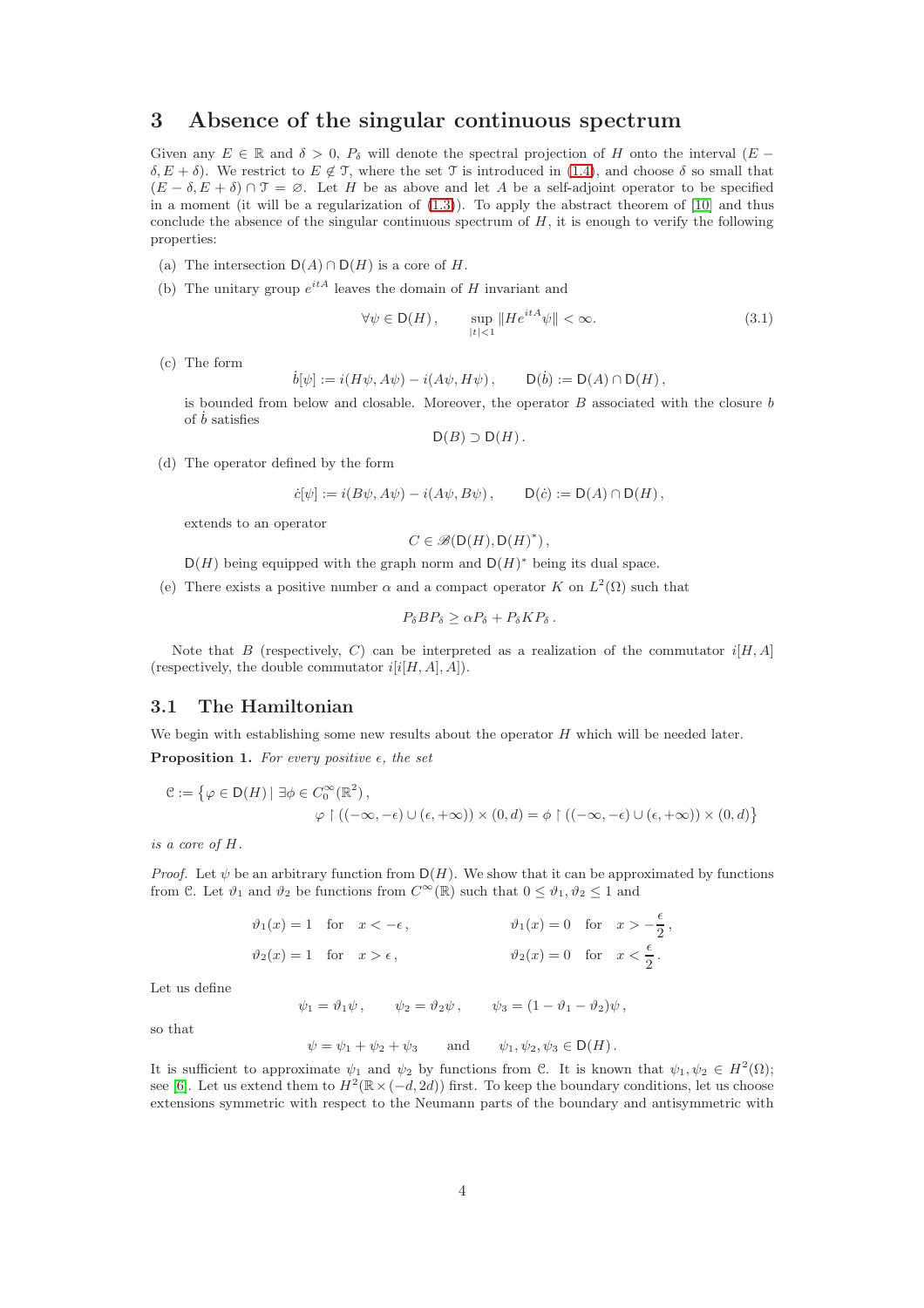# 3 Absence of the singular continuous spectrum

Given any $E \in \mathbb{R}$ and $\delta > 0$, $P_\delta$ will denote the spectral projection of $H$ onto the interval $(E - \delta, E + \delta)$. We restrict to $E \notin \mathcal{T}$, where the set $\mathcal{T}$ is introduced in (1.4), and choose $\delta$ so small that $(E - \delta, E + \delta) \cap \mathcal{T} = \varnothing$. Let $H$ be as above and let $A$ be a self-adjoint operator to be specified in a moment (it will be a regularization of (1.3)). To apply the abstract theorem of [10] and thus conclude the absence of the singular continuous spectrum of $H$, it is enough to verify the following properties:

(a) The intersection $\mathsf{D}(A) \cap \mathsf{D}(H)$ is a core of $H$.

(b) The unitary group $e^{itA}$ leaves the domain of $H$ invariant and

$$\forall \psi \in \mathsf{D}(H), \qquad \sup_{|t|<1} \|He^{itA}\psi\| < \infty. \tag{3.1}$$

(c) The form

$$\dot{b}[\psi] := i(H\psi, A\psi) - i(A\psi, H\psi), \qquad \mathsf{D}(\dot{b}) := \mathsf{D}(A) \cap \mathsf{D}(H),$$

is bounded from below and closable. Moreover, the operator $B$ associated with the closure $b$ of $\dot{b}$ satisfies

$$\mathsf{D}(B) \supset \mathsf{D}(H).$$

(d) The operator defined by the form

$$\dot{c}[\psi] := i(B\psi, A\psi) - i(A\psi, B\psi), \qquad \mathsf{D}(\dot{c}) := \mathsf{D}(A) \cap \mathsf{D}(H),$$

extends to an operator

$$C \in \mathscr{B}(\mathsf{D}(H), \mathsf{D}(H)^*),$$

$\mathsf{D}(H)$ being equipped with the graph norm and $\mathsf{D}(H)^*$ being its dual space.

(e) There exists a positive number $\alpha$ and a compact operator $K$ on $L^2(\Omega)$ such that

$$P_\delta B P_\delta \geq \alpha P_\delta + P_\delta K P_\delta.$$

Note that $B$ (respectively, $C$) can be interpreted as a realization of the commutator $i[H, A]$ (respectively, the double commutator $i[i[H, A], A]$).

## 3.1 The Hamiltonian

We begin with establishing some new results about the operator $H$ which will be needed later.

**Proposition 1.** *For every positive $\epsilon$, the set*

$$\mathcal{C} := \big\{\varphi \in \mathsf{D}(H) \,|\, \exists \phi \in C_0^\infty(\mathbb{R}^2), \\ \varphi \upharpoonright ((-\infty, -\epsilon) \cup (\epsilon, +\infty)) \times (0, d) = \phi \upharpoonright ((-\infty, -\epsilon) \cup (\epsilon, +\infty)) \times (0, d)\big\}$$

*is a core of $H$.*

*Proof.* Let $\psi$ be an arbitrary function from $\mathsf{D}(H)$. We show that it can be approximated by functions from $\mathcal{C}$. Let $\vartheta_1$ and $\vartheta_2$ be functions from $C^\infty(\mathbb{R})$ such that $0 \leq \vartheta_1, \vartheta_2 \leq 1$ and

$$\vartheta_1(x) = 1 \quad \text{for} \quad x < -\epsilon, \qquad\qquad \vartheta_1(x) = 0 \quad \text{for} \quad x > -\frac{\epsilon}{2},$$
$$\vartheta_2(x) = 1 \quad \text{for} \quad x > \epsilon, \qquad\qquad \vartheta_2(x) = 0 \quad \text{for} \quad x < \frac{\epsilon}{2}.$$

Let us define

$$\psi_1 = \vartheta_1\psi, \qquad \psi_2 = \vartheta_2\psi, \qquad \psi_3 = (1 - \vartheta_1 - \vartheta_2)\psi,$$

so that

$$\psi = \psi_1 + \psi_2 + \psi_3 \qquad \text{and} \qquad \psi_1, \psi_2, \psi_3 \in \mathsf{D}(H).$$

It is sufficient to approximate $\psi_1$ and $\psi_2$ by functions from $\mathcal{C}$. It is known that $\psi_1, \psi_2 \in H^2(\Omega)$; see [6]. Let us extend them to $H^2(\mathbb{R} \times (-d, 2d))$ first. To keep the boundary conditions, let us choose extensions symmetric with respect to the Neumann parts of the boundary and antisymmetric with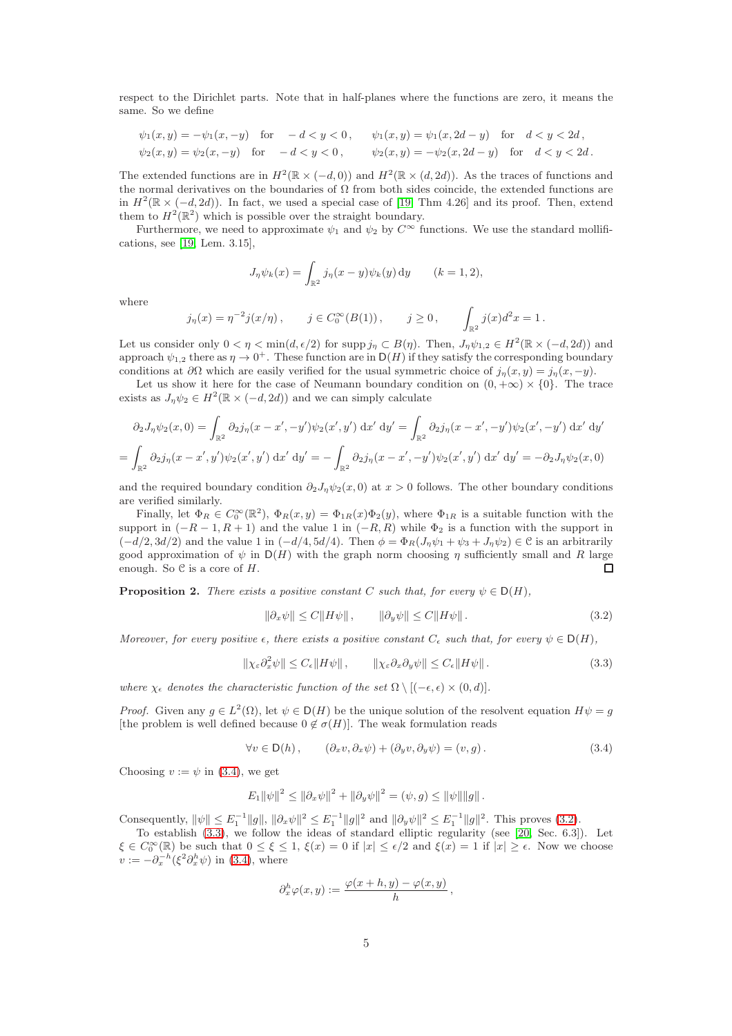respect to the Dirichlet parts. Note that in half-planes where the functions are zero, it means the same. So we define

$$
\begin{aligned}
&\psi_1(x,y) = -\psi_1(x,-y) \quad \text{for} \quad -d<y<0\,, \qquad \psi_1(x,y) = \psi_1(x,2d-y) \quad \text{for} \quad d<y<2d\,,\\
&\psi_2(x,y) = \psi_2(x,-y) \quad \text{for} \quad -d<y<0\,, \qquad \psi_2(x,y) = -\psi_2(x,2d-y) \quad \text{for} \quad d<y<2d\,.
\end{aligned}
$$

The extended functions are in $H^2(\mathbb{R}\times(-d,0))$ and $H^2(\mathbb{R}\times(d,2d))$. As the traces of functions and the normal derivatives on the boundaries of $\Omega$ from both sides coincide, the extended functions are in $H^2(\mathbb{R}\times(-d,2d))$. In fact, we used a special case of [19, Thm 4.26] and its proof. Then, extend them to $H^2(\mathbb{R}^2)$ which is possible over the straight boundary.

Furthermore, we need to approximate $\psi_1$ and $\psi_2$ by $C^\infty$ functions. We use the standard mollifications, see [19, Lem. 3.15],

$$
J_\eta\psi_k(x) = \int_{\mathbb{R}^2} j_\eta(x-y)\psi_k(y)\,\mathrm{d}y \qquad (k=1,2),
$$

where

$$
j_\eta(x) = \eta^{-2} j(x/\eta)\,, \qquad j\in C_0^\infty(B(1))\,, \qquad j\geq 0\,, \qquad \int_{\mathbb{R}^2} j(x)d^2x = 1\,.
$$

Let us consider only $0<\eta<\min(d,\epsilon/2)$ for $\operatorname{supp} j_\eta \subset B(\eta)$. Then, $J_\eta\psi_{1,2}\in H^2(\mathbb{R}\times(-d,2d))$ and approach $\psi_{1,2}$ there as $\eta\to 0^+$. These function are in $\mathsf{D}(H)$ if they satisfy the corresponding boundary conditions at $\partial\Omega$ which are easily verified for the usual symmetric choice of $j_\eta(x,y) = j_\eta(x,-y)$.

Let us show it here for the case of Neumann boundary condition on $(0,+\infty)\times\{0\}$. The trace exists as $J_\eta\psi_2\in H^2(\mathbb{R}\times(-d,2d))$ and we can simply calculate

$$
\partial_2 J_\eta\psi_2(x,0) = \int_{\mathbb{R}^2}\partial_2 j_\eta(x-x',-y')\psi_2(x',y')\,\mathrm{d}x'\,\mathrm{d}y' = \int_{\mathbb{R}^2}\partial_2 j_\eta(x-x',-y')\psi_2(x',-y')\,\mathrm{d}x'\,\mathrm{d}y'
$$
$$
= \int_{\mathbb{R}^2}\partial_2 j_\eta(x-x',y')\psi_2(x',y')\,\mathrm{d}x'\,\mathrm{d}y' = -\int_{\mathbb{R}^2}\partial_2 j_\eta(x-x',-y')\psi_2(x',y')\,\mathrm{d}x'\,\mathrm{d}y' = -\partial_2 J_\eta\psi_2(x,0)
$$

and the required boundary condition $\partial_2 J_\eta\psi_2(x,0)$ at $x>0$ follows. The other boundary conditions are verified similarly.

Finally, let $\Phi_R\in C_0^\infty(\mathbb{R}^2)$, $\Phi_R(x,y) = \Phi_{1R}(x)\Phi_2(y)$, where $\Phi_{1R}$ is a suitable function with the support in $(-R-1,R+1)$ and the value 1 in $(-R,R)$ while $\Phi_2$ is a function with the support in $(-d/2,3d/2)$ and the value 1 in $(-d/4,5d/4)$. Then $\phi = \Phi_R(J_\eta\psi_1+\psi_3+J_\eta\psi_2)\in\mathcal{C}$ is an arbitrarily good approximation of $\psi$ in $\mathsf{D}(H)$ with the graph norm choosing $\eta$ sufficiently small and $R$ large enough. So $\mathcal{C}$ is a core of $H$. $\square$

**Proposition 2.** *There exists a positive constant $C$ such that, for every $\psi\in\mathsf{D}(H)$,*

$$
\|\partial_x\psi\| \leq C\|H\psi\|\,, \qquad \|\partial_y\psi\|\leq C\|H\psi\|\,. \tag{3.2}
$$

*Moreover, for every positive $\epsilon$, there exists a positive constant $C_\epsilon$ such that, for every $\psi\in\mathsf{D}(H)$,*

$$
\|\chi_\varepsilon\partial_x^2\psi\|\leq C_\epsilon\|H\psi\|\,, \qquad \|\chi_\varepsilon\partial_x\partial_y\psi\|\leq C_\epsilon\|H\psi\|\,. \tag{3.3}
$$

*where $\chi_\epsilon$ denotes the characteristic function of the set $\Omega\setminus[(-\epsilon,\epsilon)\times(0,d)]$.*

*Proof.* Given any $g\in L^2(\Omega)$, let $\psi\in\mathsf{D}(H)$ be the unique solution of the resolvent equation $H\psi = g$ [the problem is well defined because $0\notin\sigma(H)$]. The weak formulation reads

$$
\forall v\in\mathsf{D}(h)\,, \qquad (\partial_x v,\partial_x\psi) + (\partial_y v,\partial_y\psi) = (v,g)\,. \tag{3.4}
$$

Choosing $v:=\psi$ in (3.4), we get

$$
E_1\|\psi\|^2 \leq \|\partial_x\psi\|^2 + \|\partial_y\psi\|^2 = (\psi,g)\leq\|\psi\|\|g\|\,.
$$

Consequently, $\|\psi\|\leq E_1^{-1}\|g\|$, $\|\partial_x\psi\|^2\leq E_1^{-1}\|g\|^2$ and $\|\partial_y\psi\|^2\leq E_1^{-1}\|g\|^2$. This proves (3.2).

To establish (3.3), we follow the ideas of standard elliptic regularity (see [20, Sec. 6.3]). Let $\xi\in C_0^\infty(\mathbb{R})$ be such that $0\leq\xi\leq 1$, $\xi(x) = 0$ if $|x|\leq\epsilon/2$ and $\xi(x) = 1$ if $|x|\geq\epsilon$. Now we choose $v:=-\partial_x^{-h}(\xi^2\partial_x^h\psi)$ in (3.4), where

$$
\partial_x^h\varphi(x,y) := \frac{\varphi(x+h,y)-\varphi(x,y)}{h}\,,
$$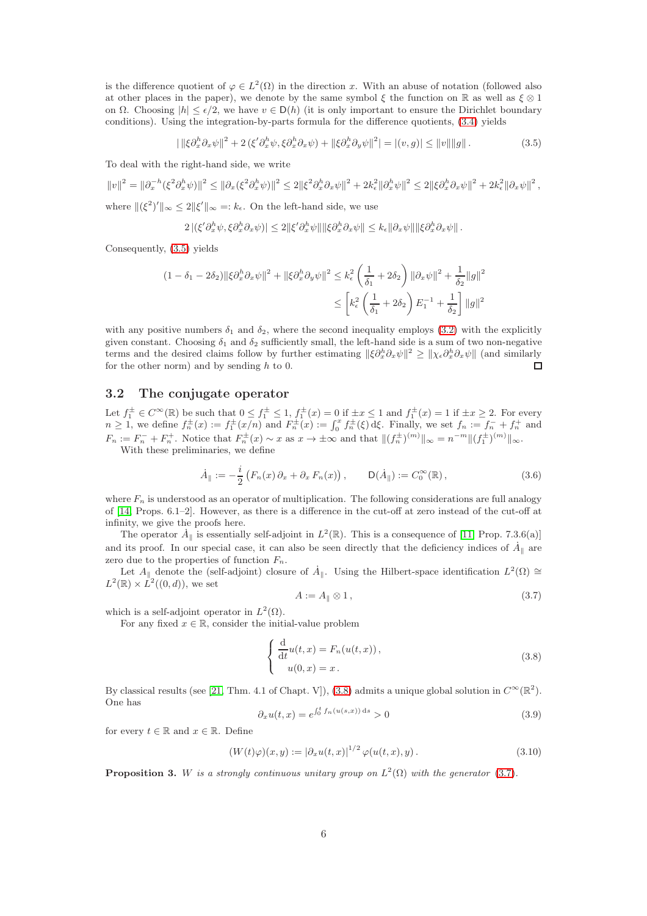is the difference quotient of $\varphi \in L^2(\Omega)$ in the direction $x$. With an abuse of notation (followed also at other places in the paper), we denote by the same symbol $\xi$ the function on $\mathbb{R}$ as well as $\xi \otimes 1$ on $\Omega$. Choosing $|h| \le \epsilon/2$, we have $v \in \mathsf{D}(h)$ (it is only important to ensure the Dirichlet boundary conditions). Using the integration-by-parts formula for the difference quotients, (3.4) yields

$$|\,\|\xi\partial_x^h\partial_x\psi\|^2 + 2\,(\xi'\partial_x^h\psi, \xi\partial_x^h\partial_x\psi) + \|\xi\partial_x^h\partial_y\psi\|^2| = |(v,g)| \le \|v\|\|g\|\,. \tag{3.5}$$

To deal with the right-hand side, we write

$$\|v\|^2 = \|\partial_x^{-h}(\xi^2\partial_x^h\psi)\|^2 \le \|\partial_x(\xi^2\partial_x^h\psi)\|^2 \le 2\|\xi^2\partial_x^h\partial_x\psi\|^2 + 2k_\epsilon^2\|\partial_x^h\psi\|^2 \le 2\|\xi\partial_x^h\partial_x\psi\|^2 + 2k_\epsilon^2\|\partial_x\psi\|^2\,,$$

where $\|(\xi^2)'\|_\infty \le 2\|\xi'\|_\infty =: k_\epsilon$. On the left-hand side, we use

$$2\,|(\xi'\partial_x^h\psi, \xi\partial_x^h\partial_x\psi)| \le 2\|\xi'\partial_x^h\psi\|\|\xi\partial_x^h\partial_x\psi\| \le k_\epsilon\|\partial_x\psi\|\|\xi\partial_x^h\partial_x\psi\|\,.$$

Consequently, (3.5) yields

$$\begin{aligned}(1-\delta_1-2\delta_2)\|\xi\partial_x^h\partial_x\psi\|^2 + \|\xi\partial_x^h\partial_y\psi\|^2 &\le k_\epsilon^2\left(\frac{1}{\delta_1}+2\delta_2\right)\|\partial_x\psi\|^2 + \frac{1}{\delta_2}\|g\|^2 \\ &\le \left[k_\epsilon^2\left(\frac{1}{\delta_1}+2\delta_2\right)E_1^{-1} + \frac{1}{\delta_2}\right]\|g\|^2\end{aligned}$$

with any positive numbers $\delta_1$ and $\delta_2$, where the second inequality employs (3.2) with the explicitly given constant. Choosing $\delta_1$ and $\delta_2$ sufficiently small, the left-hand side is a sum of two non-negative terms and the desired claims follow by further estimating $\|\xi\partial_x^h\partial_x\psi\|^2 \ge \|\chi_\epsilon\partial_x^h\partial_x\psi\|$ (and similarly for the other norm) and by sending $h$ to 0. □

## 3.2 The conjugate operator

Let $f_1^\pm \in C^\infty(\mathbb{R})$ be such that $0 \le f_1^\pm \le 1$, $f_1^\pm(x) = 0$ if $\pm x \le 1$ and $f_1^\pm(x) = 1$ if $\pm x \ge 2$. For every $n \ge 1$, we define $f_n^\pm(x) := f_1^\pm(x/n)$ and $F_n^\pm(x) := \int_0^x f_n^\pm(\xi)\,\mathrm{d}\xi$. Finally, we set $f_n := f_n^- + f_n^+$ and $F_n := F_n^- + F_n^+$. Notice that $F_n^\pm(x) \sim x$ as $x \to \pm\infty$ and that $\|(f_n^\pm)^{(m)}\|_\infty = n^{-m}\|(f_1^\pm)^{(m)}\|_\infty$.

With these preliminaries, we define

$$\dot{A}_\parallel := -\frac{i}{2}\left(F_n(x)\,\partial_x + \partial_x\,F_n(x)\right), \qquad \mathsf{D}(\dot{A}_\parallel) := C_0^\infty(\mathbb{R})\,, \tag{3.6}$$

where $F_n$ is understood as an operator of multiplication. The following considerations are full analogy of [14, Props. 6.1–2]. However, as there is a difference in the cut-off at zero instead of the cut-off at infinity, we give the proofs here.

The operator $\dot{A}_\parallel$ is essentially self-adjoint in $L^2(\mathbb{R})$. This is a consequence of [11, Prop. 7.3.6(a)] and its proof. In our special case, it can also be seen directly that the deficiency indices of $\dot{A}_\parallel$ are zero due to the properties of function $F_n$.

Let $A_\parallel$ denote the (self-adjoint) closure of $\dot{A}_\parallel$. Using the Hilbert-space identification $L^2(\Omega) \cong L^2(\mathbb{R}) \times L^2((0,d))$, we set

$$A := A_\parallel \otimes 1\,, \tag{3.7}$$

which is a self-adjoint operator in $L^2(\Omega)$.

For any fixed $x \in \mathbb{R}$, consider the initial-value problem

$$\begin{cases} \dfrac{\mathrm{d}}{\mathrm{d}t}u(t,x) = F_n(u(t,x))\,, \\ u(0,x) = x\,. \end{cases} \tag{3.8}$$

By classical results (see [21, Thm. 4.1 of Chapt. V]), (3.8) admits a unique global solution in $C^\infty(\mathbb{R}^2)$. One has

$$\partial_x u(t,x) = e^{\int_0^t f_n(u(s,x))\,\mathrm{d}s} > 0 \tag{3.9}$$

for every $t \in \mathbb{R}$ and $x \in \mathbb{R}$. Define

$$(W(t)\varphi)(x,y) := |\partial_x u(t,x)|^{1/2}\,\varphi(u(t,x),y)\,. \tag{3.10}$$

**Proposition 3.** *$W$ is a strongly continuous unitary group on $L^2(\Omega)$ with the generator (3.7).*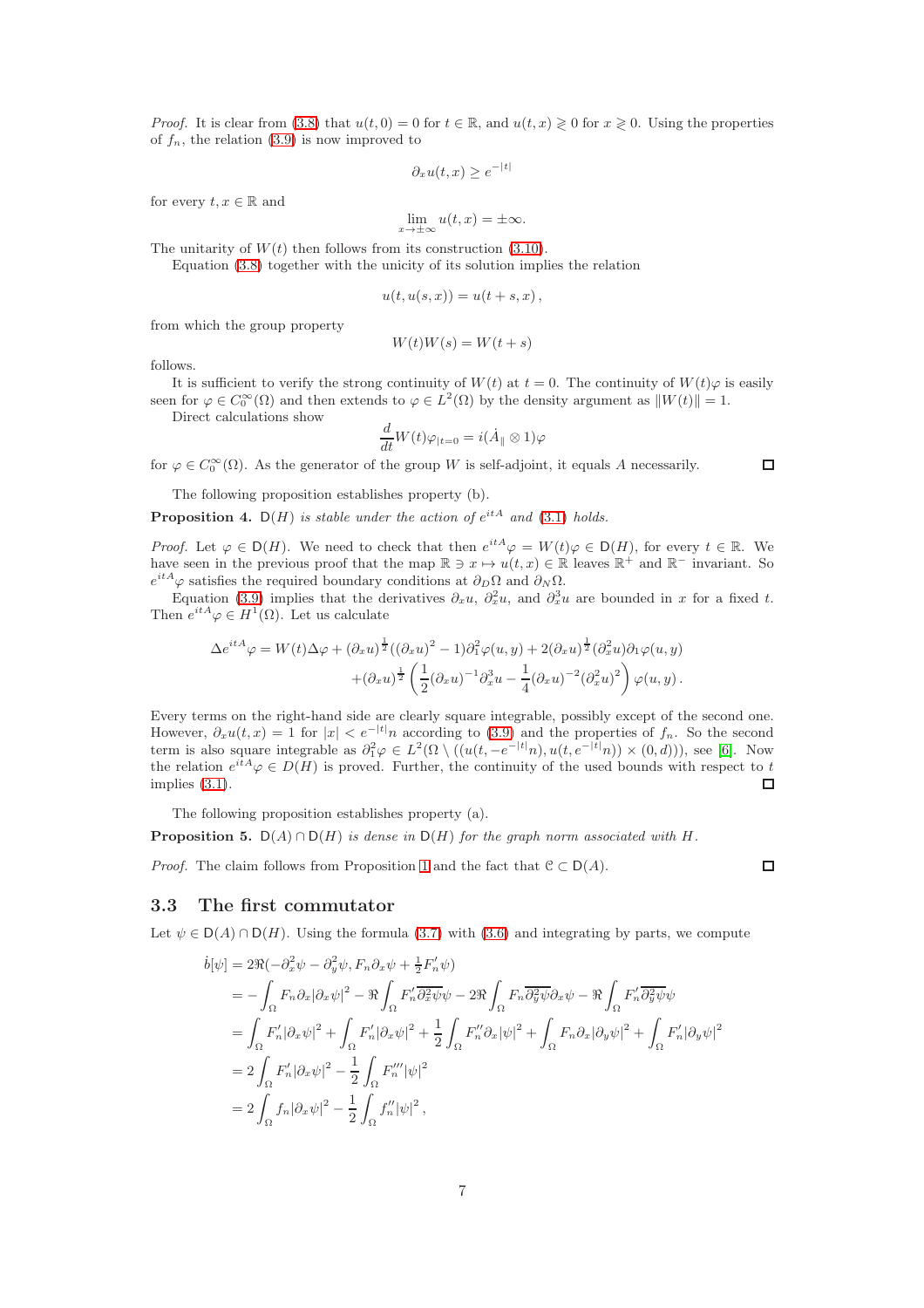*Proof.* It is clear from (3.8) that $u(t,0) = 0$ for $t \in \mathbb{R}$, and $u(t,x) \gtrless 0$ for $x \gtrless 0$. Using the properties of $f_n$, the relation (3.9) is now improved to

$$\partial_x u(t,x) \geq e^{-|t|}$$

for every $t, x \in \mathbb{R}$ and

$$\lim_{x \to \pm\infty} u(t,x) = \pm\infty.$$

The unitarity of $W(t)$ then follows from its construction (3.10).

Equation (3.8) together with the unicity of its solution implies the relation

$$u(t, u(s,x)) = u(t+s, x)\,,$$

from which the group property

$$W(t)W(s) = W(t+s)$$

follows.

It is sufficient to verify the strong continuity of $W(t)$ at $t = 0$. The continuity of $W(t)\varphi$ is easily seen for $\varphi \in C_0^\infty(\Omega)$ and then extends to $\varphi \in L^2(\Omega)$ by the density argument as $\|W(t)\| = 1$.

Direct calculations show

$$\frac{d}{dt} W(t)\varphi_{|t=0} = i(\dot{A}_\parallel \otimes 1)\varphi$$

for $\varphi \in C_0^\infty(\Omega)$. As the generator of the group $W$ is self-adjoint, it equals $A$ necessarily. □

The following proposition establishes property (b).

**Proposition 4.** *$\mathsf{D}(H)$ is stable under the action of $e^{itA}$ and (3.1) holds.*

*Proof.* Let $\varphi \in \mathsf{D}(H)$. We need to check that then $e^{itA}\varphi = W(t)\varphi \in \mathsf{D}(H)$, for every $t \in \mathbb{R}$. We have seen in the previous proof that the map $\mathbb{R} \ni x \mapsto u(t,x) \in \mathbb{R}$ leaves $\mathbb{R}^+$ and $\mathbb{R}^-$ invariant. So $e^{itA}\varphi$ satisfies the required boundary conditions at $\partial_D\Omega$ and $\partial_N\Omega$.

Equation (3.9) implies that the derivatives $\partial_x u$, $\partial_x^2 u$, and $\partial_x^3 u$ are bounded in $x$ for a fixed $t$. Then $e^{itA}\varphi \in H^1(\Omega)$. Let us calculate

$$\begin{aligned}\Delta e^{itA}\varphi = W(t)\Delta\varphi &+ (\partial_x u)^{\frac{1}{2}}((\partial_x u)^2 - 1)\partial_1^2\varphi(u,y) + 2(\partial_x u)^{\frac{1}{2}}(\partial_x^2 u)\partial_1\varphi(u,y) \\ &+ (\partial_x u)^{\frac{1}{2}}\left(\frac{1}{2}(\partial_x u)^{-1}\partial_x^3 u - \frac{1}{4}(\partial_x u)^{-2}(\partial_x^2 u)^2\right)\varphi(u,y)\,.\end{aligned}$$

Every terms on the right-hand side are clearly square integrable, possibly except of the second one. However, $\partial_x u(t,x) = 1$ for $|x| < e^{-|t|}n$ according to (3.9) and the properties of $f_n$. So the second term is also square integrable as $\partial_1^2\varphi \in L^2(\Omega \setminus ((u(t,-e^{-|t|}n), u(t,e^{-|t|}n)) \times (0,d)))$, see [6]. Now the relation $e^{itA}\varphi \in D(H)$ is proved. Further, the continuity of the used bounds with respect to $t$ implies (3.1). □

The following proposition establishes property (a).

**Proposition 5.** *$\mathsf{D}(A) \cap \mathsf{D}(H)$ is dense in $\mathsf{D}(H)$ for the graph norm associated with $H$.*

*Proof.* The claim follows from Proposition 1 and the fact that $\mathcal{C} \subset \mathsf{D}(A)$. □

### 3.3 The first commutator

Let $\psi \in \mathsf{D}(A) \cap \mathsf{D}(H)$. Using the formula (3.7) with (3.6) and integrating by parts, we compute

$$\begin{aligned}\dot{b}[\psi] &= 2\Re(-\partial_x^2\psi - \partial_y^2\psi, F_n\partial_x\psi + \tfrac{1}{2}F_n'\psi) \\ &= -\int_\Omega F_n\partial_x|\partial_x\psi|^2 - \Re\int_\Omega F_n'\overline{\partial_x^2\psi}\psi - 2\Re\int_\Omega F_n\overline{\partial_y^2\psi}\partial_x\psi - \Re\int_\Omega F_n'\overline{\partial_y^2\psi}\psi \\ &= \int_\Omega F_n'|\partial_x\psi|^2 + \int_\Omega F_n'|\partial_x\psi|^2 + \frac{1}{2}\int_\Omega F_n''\partial_x|\psi|^2 + \int_\Omega F_n\partial_x|\partial_y\psi|^2 + \int_\Omega F_n'|\partial_y\psi|^2 \\ &= 2\int_\Omega F_n'|\partial_x\psi|^2 - \frac{1}{2}\int_\Omega F_n'''|\psi|^2 \\ &= 2\int_\Omega f_n|\partial_x\psi|^2 - \frac{1}{2}\int_\Omega f_n''|\psi|^2\,,\end{aligned}$$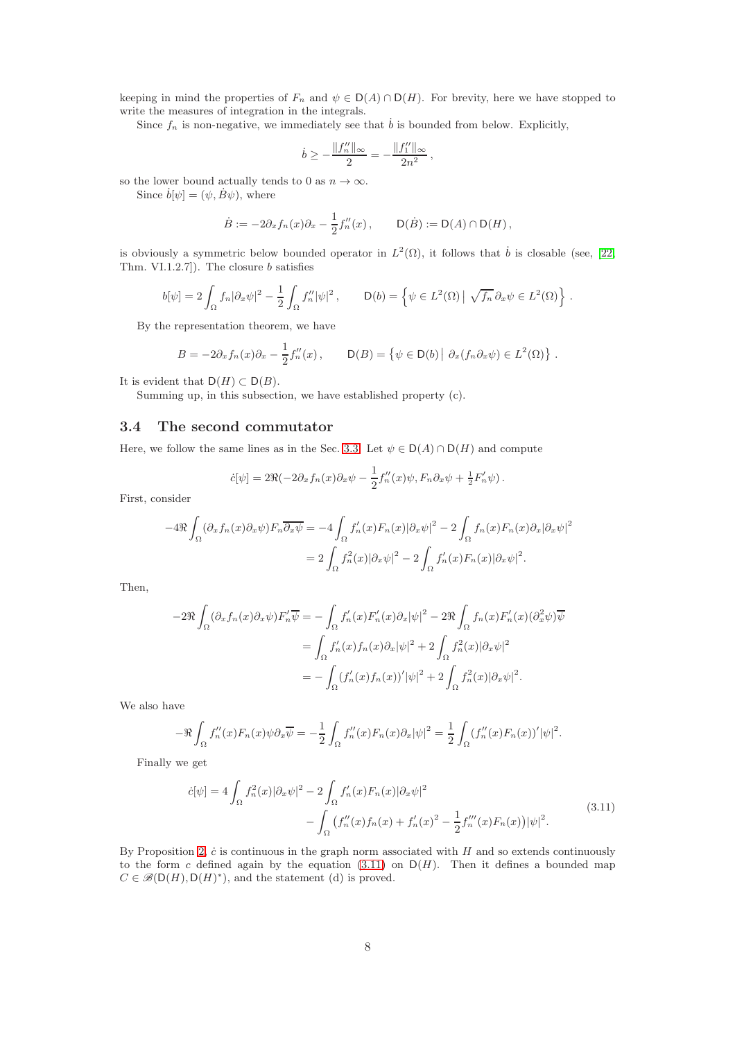keeping in mind the properties of $F_n$ and $\psi \in \mathsf{D}(A) \cap \mathsf{D}(H)$. For brevity, here we have stopped to write the measures of integration in the integrals.

Since $f_n$ is non-negative, we immediately see that $\dot{b}$ is bounded from below. Explicitly,

$$\dot{b} \geq -\frac{\|f_n''\|_\infty}{2} = -\frac{\|f_1''\|_\infty}{2n^2},$$

so the lower bound actually tends to 0 as $n \to \infty$.

Since $\dot{b}[\psi] = (\psi, \dot{B}\psi)$, where

$$\dot{B} := -2\partial_x f_n(x)\partial_x - \frac{1}{2}f_n''(x), \qquad \mathsf{D}(\dot{B}) := \mathsf{D}(A) \cap \mathsf{D}(H),$$

is obviously a symmetric below bounded operator in $L^2(\Omega)$, it follows that $\dot{b}$ is closable (see, [22, Thm. VI.1.2.7]). The closure $b$ satisfies

$$b[\psi] = 2\int_\Omega f_n|\partial_x\psi|^2 - \frac{1}{2}\int_\Omega f_n''|\psi|^2, \qquad \mathsf{D}(b) = \left\{\psi \in L^2(\Omega) \,\middle|\, \sqrt{f_n}\,\partial_x\psi \in L^2(\Omega)\right\}.$$

By the representation theorem, we have

$$B = -2\partial_x f_n(x)\partial_x - \frac{1}{2}f_n''(x), \qquad \mathsf{D}(B) = \left\{\psi \in \mathsf{D}(b) \,\middle|\, \partial_x(f_n\partial_x\psi) \in L^2(\Omega)\right\}.$$

It is evident that $\mathsf{D}(H) \subset \mathsf{D}(B)$.

Summing up, in this subsection, we have established property (c).

### 3.4 The second commutator

Here, we follow the same lines as in the Sec. 3.3. Let $\psi \in \mathsf{D}(A) \cap \mathsf{D}(H)$ and compute

$$\dot{c}[\psi] = 2\Re(-2\partial_x f_n(x)\partial_x\psi - \frac{1}{2}f_n''(x)\psi, F_n\partial_x\psi + \tfrac{1}{2}F_n'\psi).$$

First, consider

$$\begin{aligned}
-4\Re\int_\Omega(\partial_x f_n(x)\partial_x\psi)F_n\overline{\partial_x\psi} &= -4\int_\Omega f_n'(x)F_n(x)|\partial_x\psi|^2 - 2\int_\Omega f_n(x)F_n(x)\partial_x|\partial_x\psi|^2 \\
&= 2\int_\Omega f_n^2(x)|\partial_x\psi|^2 - 2\int_\Omega f_n'(x)F_n(x)|\partial_x\psi|^2.
\end{aligned}$$

Then,

$$\begin{aligned}
-2\Re\int_\Omega(\partial_x f_n(x)\partial_x\psi)F_n'\overline{\psi} &= -\int_\Omega f_n'(x)F_n'(x)\partial_x|\psi|^2 - 2\Re\int_\Omega f_n(x)F_n'(x)(\partial_x^2\psi)\overline{\psi} \\
&= \int_\Omega f_n'(x)f_n(x)\partial_x|\psi|^2 + 2\int_\Omega f_n^2(x)|\partial_x\psi|^2 \\
&= -\int_\Omega(f_n'(x)f_n(x))'|\psi|^2 + 2\int_\Omega f_n^2(x)|\partial_x\psi|^2.
\end{aligned}$$

We also have

$$-\Re\int_\Omega f_n''(x)F_n(x)\psi\partial_x\overline{\psi} = -\frac{1}{2}\int_\Omega f_n''(x)F_n(x)\partial_x|\psi|^2 = \frac{1}{2}\int_\Omega(f_n''(x)F_n(x))'|\psi|^2.$$

Finally we get

$$\begin{aligned}
\dot{c}[\psi] = 4\int_\Omega f_n^2(x)|\partial_x\psi|^2 &- 2\int_\Omega f_n'(x)F_n(x)|\partial_x\psi|^2 \\
&- \int_\Omega\left(f_n''(x)f_n(x) + f_n'(x)^2 - \frac{1}{2}f_n'''(x)F_n(x)\right)|\psi|^2.
\end{aligned} \tag{3.11}$$

By Proposition 2, $\dot{c}$ is continuous in the graph norm associated with $H$ and so extends continuously to the form $c$ defined again by the equation (3.11) on $\mathsf{D}(H)$. Then it defines a bounded map $C \in \mathscr{B}(\mathsf{D}(H), \mathsf{D}(H)^*)$, and the statement (d) is proved.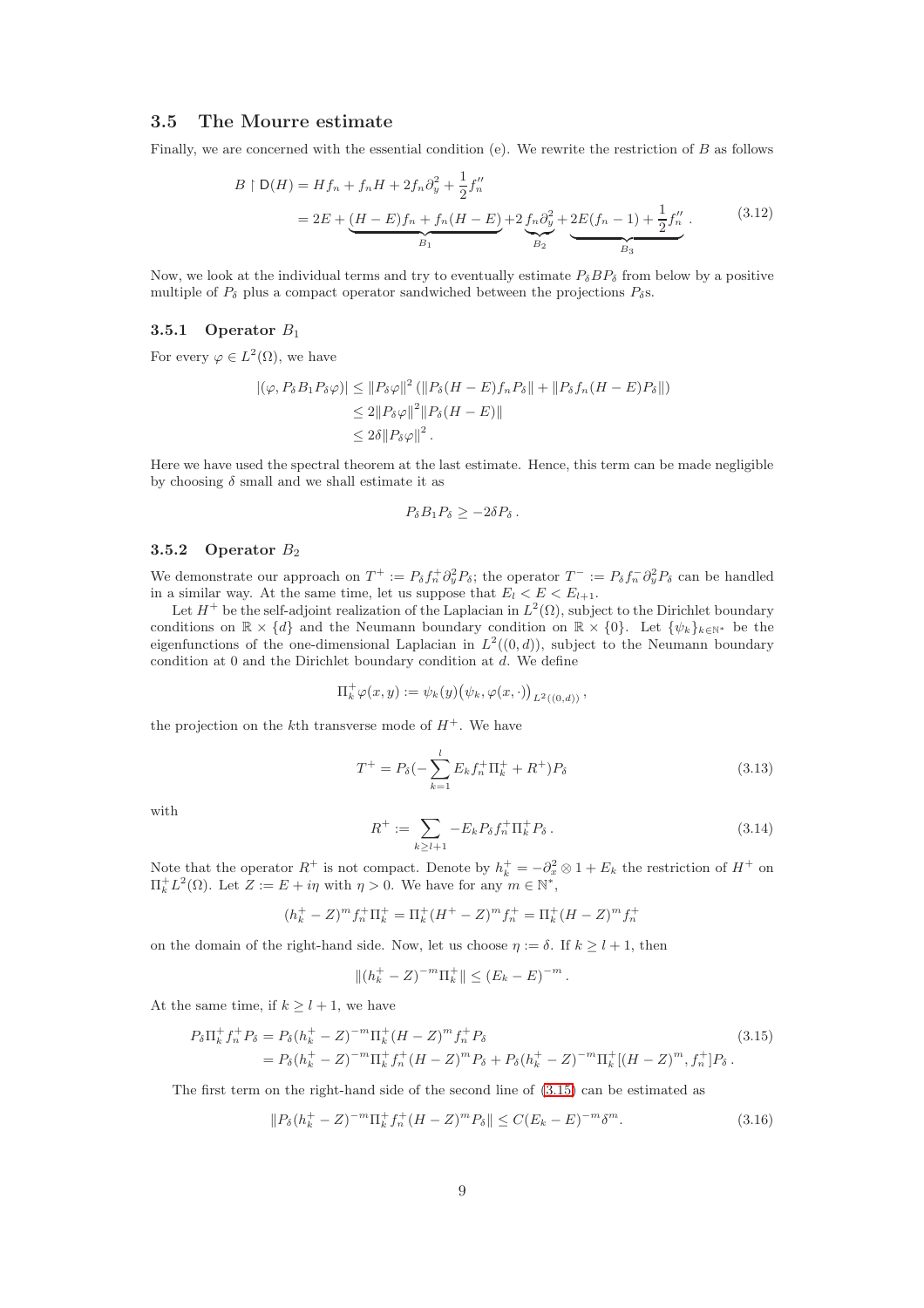## 3.5 The Mourre estimate

Finally, we are concerned with the essential condition (e). We rewrite the restriction of $B$ as follows

$$
\begin{aligned}
B \restriction \mathsf{D}(H) &= Hf_n + f_n H + 2f_n\partial_y^2 + \frac{1}{2}f_n'' \\
&= 2E + \underbrace{(H-E)f_n + f_n(H-E)}_{B_1} + 2\underbrace{f_n\partial_y^2}_{B_2} + \underbrace{2E(f_n-1) + \frac{1}{2}f_n''}_{B_3} .
\end{aligned}
\tag{3.12}
$$

Now, we look at the individual terms and try to eventually estimate $P_\delta B P_\delta$ from below by a positive multiple of $P_\delta$ plus a compact operator sandwiched between the projections $P_\delta$s.

### 3.5.1 Operator $B_1$

For every $\varphi \in L^2(\Omega)$, we have

$$
\begin{aligned}
|(\varphi, P_\delta B_1 P_\delta \varphi)| &\leq \|P_\delta\varphi\|^2 \left(\|P_\delta(H-E)f_n P_\delta\| + \|P_\delta f_n(H-E)P_\delta\|\right) \\
&\leq 2\|P_\delta\varphi\|^2 \|P_\delta(H-E)\| \\
&\leq 2\delta\|P_\delta\varphi\|^2 .
\end{aligned}
$$

Here we have used the spectral theorem at the last estimate. Hence, this term can be made negligible by choosing $\delta$ small and we shall estimate it as

$$
P_\delta B_1 P_\delta \geq -2\delta P_\delta .
$$

### 3.5.2 Operator $B_2$

We demonstrate our approach on $T^+ := P_\delta f_n^+ \partial_y^2 P_\delta$; the operator $T^- := P_\delta f_n^- \partial_y^2 P_\delta$ can be handled in a similar way. At the same time, let us suppose that $E_l < E < E_{l+1}$.

Let $H^+$ be the self-adjoint realization of the Laplacian in $L^2(\Omega)$, subject to the Dirichlet boundary conditions on $\mathbb{R}\times\{d\}$ and the Neumann boundary condition on $\mathbb{R}\times\{0\}$. Let $\{\psi_k\}_{k\in\mathbb{N}^*}$ be the eigenfunctions of the one-dimensional Laplacian in $L^2((0,d))$, subject to the Neumann boundary condition at 0 and the Dirichlet boundary condition at $d$. We define

$$
\Pi_k^+\varphi(x,y) := \psi_k(y)\big(\psi_k, \varphi(x,\cdot)\big)_{L^2((0,d))} ,
$$

the projection on the $k$th transverse mode of $H^+$. We have

$$
T^+ = P_\delta\Big(-\sum_{k=1}^{l} E_k f_n^+ \Pi_k^+ + R^+\Big)P_\delta
\tag{3.13}
$$

with

$$
R^+ := \sum_{k\geq l+1} -E_k P_\delta f_n^+ \Pi_k^+ P_\delta .
\tag{3.14}
$$

Note that the operator $R^+$ is not compact. Denote by $h_k^+ = -\partial_x^2 \otimes 1 + E_k$ the restriction of $H^+$ on $\Pi_k^+ L^2(\Omega)$. Let $Z := E + i\eta$ with $\eta > 0$. We have for any $m \in \mathbb{N}^*$,

$$
(h_k^+ - Z)^m f_n^+ \Pi_k^+ = \Pi_k^+ (H^+ - Z)^m f_n^+ = \Pi_k^+ (H - Z)^m f_n^+
$$

on the domain of the right-hand side. Now, let us choose $\eta := \delta$. If $k \geq l+1$, then

$$
\|(h_k^+ - Z)^{-m}\Pi_k^+\| \leq (E_k - E)^{-m} .
$$

At the same time, if $k \geq l+1$, we have

$$
\begin{aligned}
P_\delta \Pi_k^+ f_n^+ P_\delta &= P_\delta (h_k^+ - Z)^{-m} \Pi_k^+ (H-Z)^m f_n^+ P_\delta \\
&= P_\delta (h_k^+ - Z)^{-m} \Pi_k^+ f_n^+ (H-Z)^m P_\delta + P_\delta (h_k^+ - Z)^{-m} \Pi_k^+ [(H-Z)^m, f_n^+] P_\delta .
\end{aligned}
\tag{3.15}
$$

The first term on the right-hand side of the second line of (3.15) can be estimated as

$$
\|P_\delta (h_k^+ - Z)^{-m} \Pi_k^+ f_n^+ (H-Z)^m P_\delta\| \leq C(E_k - E)^{-m}\delta^m .
\tag{3.16}
$$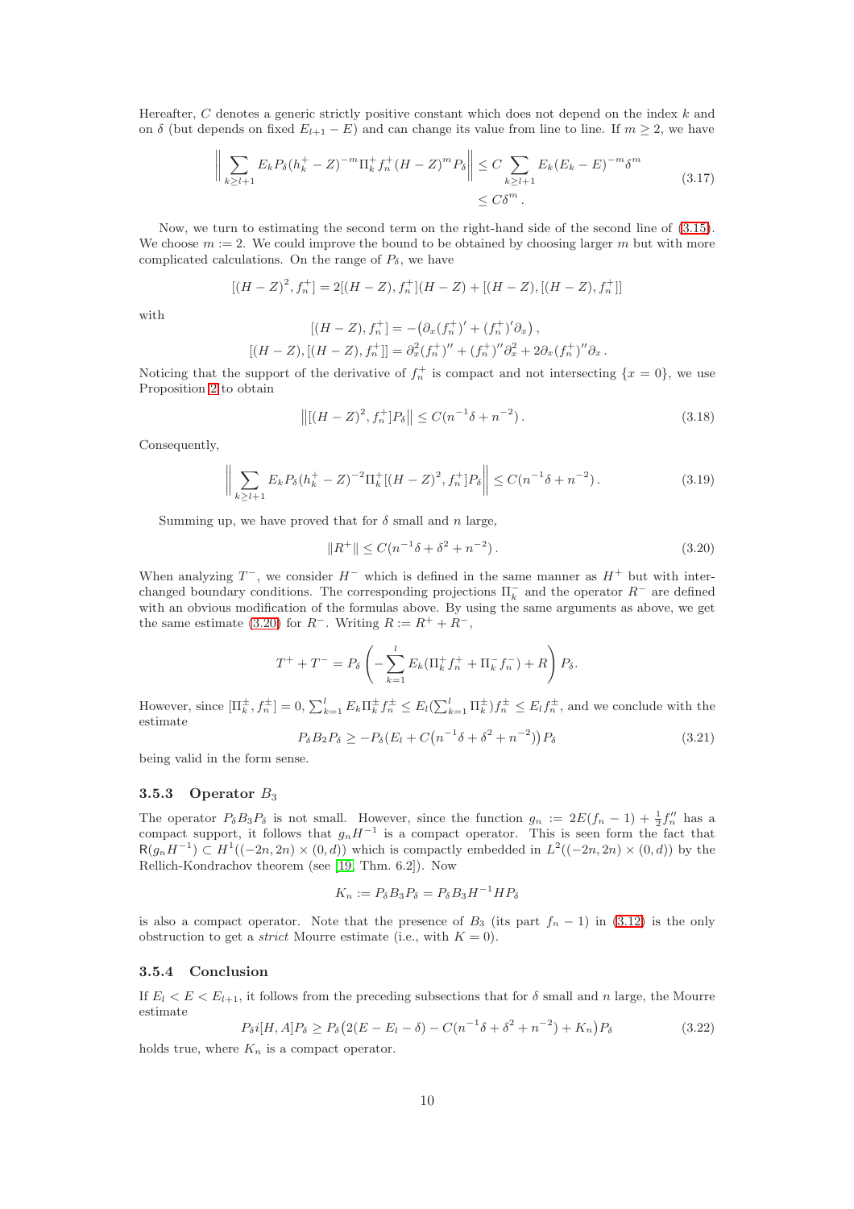Hereafter, $C$ denotes a generic strictly positive constant which does not depend on the index $k$ and on $\delta$ (but depends on fixed $E_{l+1} - E$) and can change its value from line to line. If $m \geq 2$, we have

$$\left\| \sum_{k \geq l+1} E_k P_\delta (h_k^+ - Z)^{-m} \Pi_k^+ f_n^+ (H-Z)^m P_\delta \right\| \leq C \sum_{k \geq l+1} E_k (E_k - E)^{-m} \delta^m \leq C\delta^m . \tag{3.17}$$

Now, we turn to estimating the second term on the right-hand side of the second line of (3.15). We choose $m := 2$. We could improve the bound to be obtained by choosing larger $m$ but with more complicated calculations. On the range of $P_\delta$, we have

$$[(H-Z)^2, f_n^+] = 2[(H-Z), f_n^+](H-Z) + [(H-Z), [(H-Z), f_n^+]]$$

with

$$[(H-Z), f_n^+] = -\big(\partial_x (f_n^+)' + (f_n^+)' \partial_x\big) ,$$
$$[(H-Z), [(H-Z), f_n^+]] = \partial_x^2 (f_n^+)'' + (f_n^+)'' \partial_x^2 + 2\partial_x (f_n^+)'' \partial_x .$$

Noticing that the support of the derivative of $f_n^+$ is compact and not intersecting $\{x = 0\}$, we use Proposition 2 to obtain

$$\big\| [(H-Z)^2, f_n^+] P_\delta \big\| \leq C(n^{-1}\delta + n^{-2}) . \tag{3.18}$$

Consequently,

$$\left\| \sum_{k \geq l+1} E_k P_\delta (h_k^+ - Z)^{-2} \Pi_k^+ [(H-Z)^2, f_n^+] P_\delta \right\| \leq C(n^{-1}\delta + n^{-2}) . \tag{3.19}$$

Summing up, we have proved that for $\delta$ small and $n$ large,

$$\|R^+\| \leq C(n^{-1}\delta + \delta^2 + n^{-2}) . \tag{3.20}$$

When analyzing $T^-$, we consider $H^-$ which is defined in the same manner as $H^+$ but with interchanged boundary conditions. The corresponding projections $\Pi_k^-$ and the operator $R^-$ are defined with an obvious modification of the formulas above. By using the same arguments as above, we get the same estimate (3.20) for $R^-$. Writing $R := R^+ + R^-$,

$$T^+ + T^- = P_\delta \left( -\sum_{k=1}^{l} E_k (\Pi_k^+ f_n^+ + \Pi_k^- f_n^-) + R \right) P_\delta .$$

However, since $[\Pi_k^\pm, f_n^\pm] = 0$, $\sum_{k=1}^{l} E_k \Pi_k^\pm f_n^\pm \leq E_l (\sum_{k=1}^{l} \Pi_k^\pm) f_n^\pm \leq E_l f_n^\pm$, and we conclude with the estimate

$$P_\delta B_2 P_\delta \geq -P_\delta \big(E_l + C\big(n^{-1}\delta + \delta^2 + n^{-2}\big)\big) P_\delta \tag{3.21}$$

being valid in the form sense.

### 3.5.3 Operator $B_3$

The operator $P_\delta B_3 P_\delta$ is not small. However, since the function $g_n := 2E(f_n - 1) + \frac{1}{2} f_n''$ has a compact support, it follows that $g_n H^{-1}$ is a compact operator. This is seen form the fact that $\mathsf{R}(g_n H^{-1}) \subset H^1((-2n, 2n) \times (0, d))$ which is compactly embedded in $L^2((-2n, 2n) \times (0, d))$ by the Rellich-Kondrachov theorem (see [19, Thm. 6.2]). Now

$$K_n := P_\delta B_3 P_\delta = P_\delta B_3 H^{-1} H P_\delta$$

is also a compact operator. Note that the presence of $B_3$ (its part $f_n - 1$) in (3.12) is the only obstruction to get a *strict* Mourre estimate (i.e., with $K = 0$).

### 3.5.4 Conclusion

If $E_l < E < E_{l+1}$, it follows from the preceding subsections that for $\delta$ small and $n$ large, the Mourre estimate

$$P_\delta i[H, A] P_\delta \geq P_\delta \big(2(E - E_l - \delta) - C(n^{-1}\delta + \delta^2 + n^{-2}) + K_n\big) P_\delta \tag{3.22}$$

holds true, where $K_n$ is a compact operator.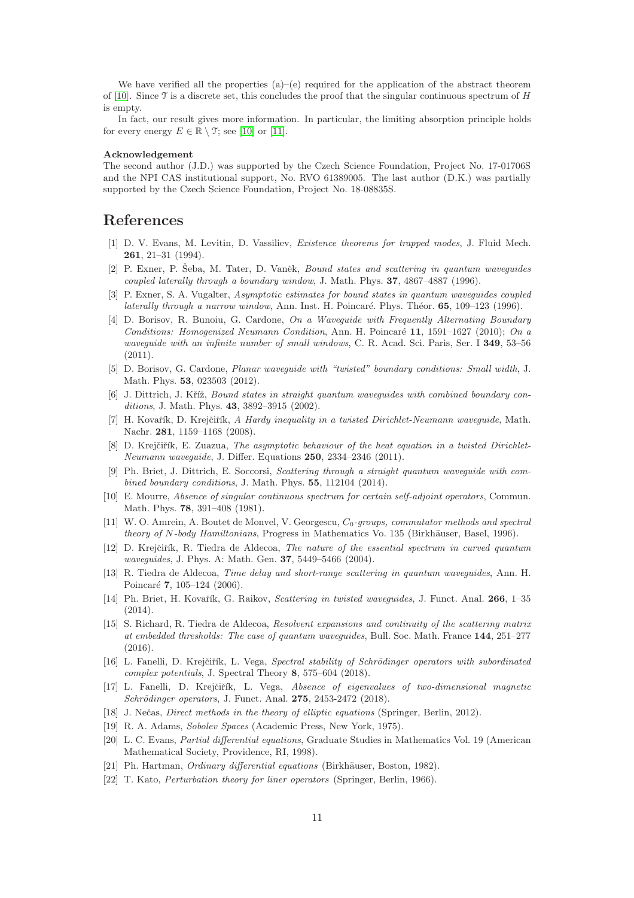We have verified all the properties (a)–(e) required for the application of the abstract theorem of [10]. Since $\mathcal{T}$ is a discrete set, this concludes the proof that the singular continuous spectrum of $H$ is empty.

In fact, our result gives more information. In particular, the limiting absorption principle holds for every energy $E \in \mathbb{R} \setminus \mathcal{T}$; see [10] or [11].

#### Acknowledgement

The second author (J.D.) was supported by the Czech Science Foundation, Project No. 17-01706S and the NPI CAS institutional support, No. RVO 61389005. The last author (D.K.) was partially supported by the Czech Science Foundation, Project No. 18-08835S.

# References

[1] D. V. Evans, M. Levitin, D. Vassiliev, *Existence theorems for trapped modes*, J. Fluid Mech. **261**, 21–31 (1994).

[2] P. Exner, P. Šeba, M. Tater, D. Vaněk, *Bound states and scattering in quantum waveguides coupled laterally through a boundary window*, J. Math. Phys. **37**, 4867–4887 (1996).

[3] P. Exner, S. A. Vugalter, *Asymptotic estimates for bound states in quantum waveguides coupled laterally through a narrow window*, Ann. Inst. H. Poincaré. Phys. Théor. **65**, 109–123 (1996).

[4] D. Borisov, R. Bunoiu, G. Cardone, *On a Waveguide with Frequently Alternating Boundary Conditions: Homogenized Neumann Condition*, Ann. H. Poincaré **11**, 1591–1627 (2010); *On a waveguide with an infinite number of small windows*, C. R. Acad. Sci. Paris, Ser. I **349**, 53–56 (2011).

[5] D. Borisov, G. Cardone, *Planar waveguide with "twisted" boundary conditions: Small width*, J. Math. Phys. **53**, 023503 (2012).

[6] J. Dittrich, J. Kříž, *Bound states in straight quantum waveguides with combined boundary conditions*, J. Math. Phys. **43**, 3892–3915 (2002).

[7] H. Kovařík, D. Krejčiřík, *A Hardy inequality in a twisted Dirichlet-Neumann waveguide*, Math. Nachr. **281**, 1159–1168 (2008).

[8] D. Krejčiřík, E. Zuazua, *The asymptotic behaviour of the heat equation in a twisted Dirichlet-Neumann waveguide*, J. Differ. Equations **250**, 2334–2346 (2011).

[9] Ph. Briet, J. Dittrich, E. Soccorsi, *Scattering through a straight quantum waveguide with combined boundary conditions*, J. Math. Phys. **55**, 112104 (2014).

[10] E. Mourre, *Absence of singular continuous spectrum for certain self-adjoint operators*, Commun. Math. Phys. **78**, 391–408 (1981).

[11] W. O. Amrein, A. Boutet de Monvel, V. Georgescu, *$C_0$-groups, commutator methods and spectral theory of N-body Hamiltonians*, Progress in Mathematics Vo. 135 (Birkhäuser, Basel, 1996).

[12] D. Krejčiřík, R. Tiedra de Aldecoa, *The nature of the essential spectrum in curved quantum waveguides*, J. Phys. A: Math. Gen. **37**, 5449–5466 (2004).

[13] R. Tiedra de Aldecoa, *Time delay and short-range scattering in quantum waveguides*, Ann. H. Poincaré **7**, 105–124 (2006).

[14] Ph. Briet, H. Kovařík, G. Raikov, *Scattering in twisted waveguides*, J. Funct. Anal. **266**, 1–35 (2014).

[15] S. Richard, R. Tiedra de Aldecoa, *Resolvent expansions and continuity of the scattering matrix at embedded thresholds: The case of quantum waveguides*, Bull. Soc. Math. France **144**, 251–277 (2016).

[16] L. Fanelli, D. Krejčiřík, L. Vega, *Spectral stability of Schrödinger operators with subordinated complex potentials*, J. Spectral Theory **8**, 575–604 (2018).

[17] L. Fanelli, D. Krejčiřík, L. Vega, *Absence of eigenvalues of two-dimensional magnetic Schrödinger operators*, J. Funct. Anal. **275**, 2453-2472 (2018).

[18] J. Nečas, *Direct methods in the theory of elliptic equations* (Springer, Berlin, 2012).

[19] R. A. Adams, *Sobolev Spaces* (Academic Press, New York, 1975).

[20] L. C. Evans, *Partial differential equations*, Graduate Studies in Mathematics Vol. 19 (American Mathematical Society, Providence, RI, 1998).

[21] Ph. Hartman, *Ordinary differential equations* (Birkhäuser, Boston, 1982).

[22] T. Kato, *Perturbation theory for liner operators* (Springer, Berlin, 1966).